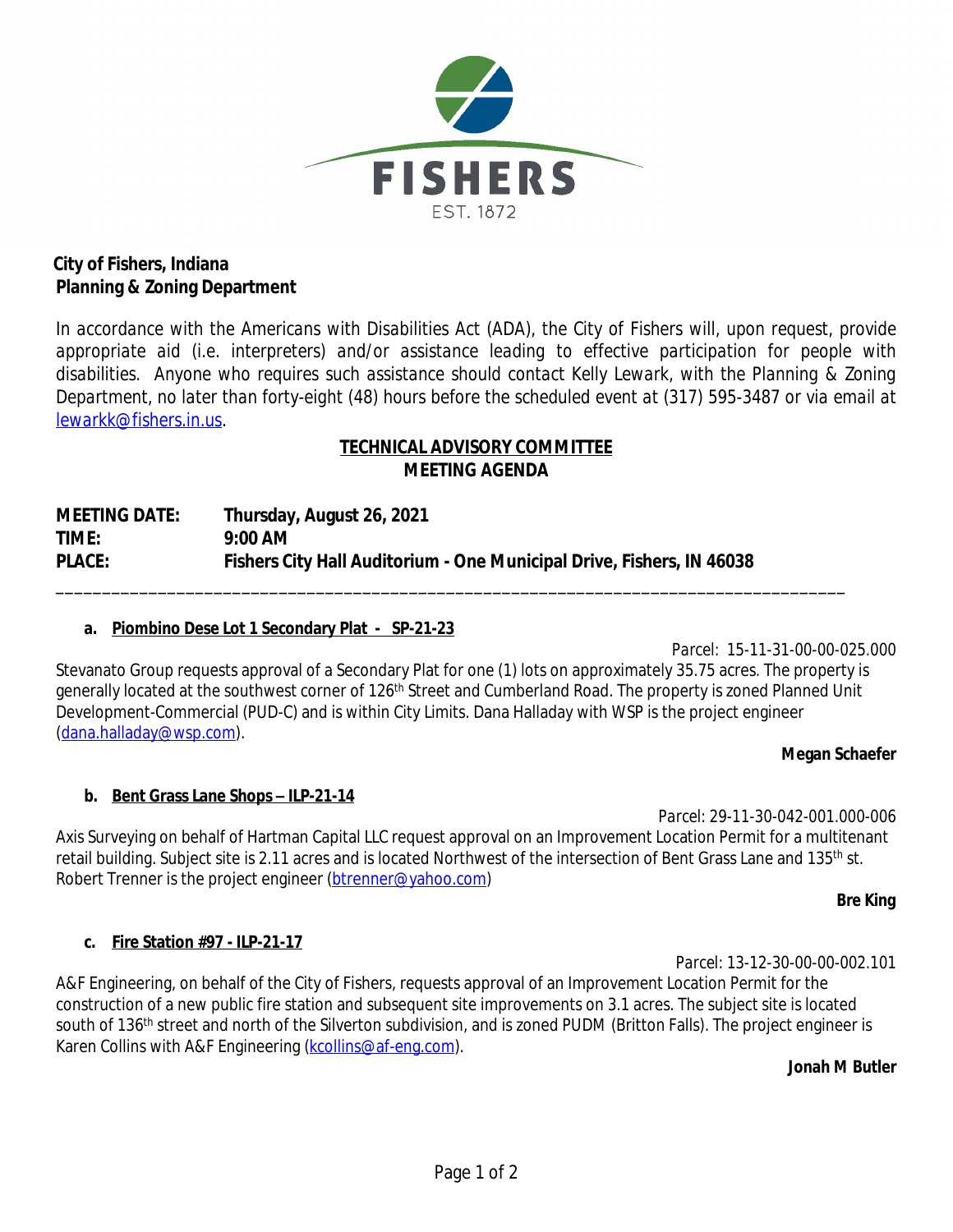**City of Fishers, Indiana**
**Planning & Zoning Department**

*In accordance with the Americans with Disabilities Act (ADA), the City of Fishers will, upon request, provide appropriate aid (i.e. interpreters) and/or assistance leading to effective participation for people with disabilities. Anyone who requires such assistance should contact Kelly Lewark, with the Planning & Zoning Department, no later than forty-eight (48) hours before the scheduled event at (317) 595-3487 or via email at lewarkk@fishers.in.us.*

## TECHNICAL ADVISORY COMMITTEE
## MEETING AGENDA

**MEETING DATE:** **Thursday, August 26, 2021**
**TIME:** **9:00 AM**
**PLACE:** **Fishers City Hall Auditorium - One Municipal Drive, Fishers, IN 46038**

---

**a. Piombino Dese Lot 1 Secondary Plat - SP-21-23**

Parcel: 15-11-31-00-00-025.000

Stevanato Group requests approval of a Secondary Plat for one (1) lots on approximately 35.75 acres. The property is generally located at the southwest corner of 126th Street and Cumberland Road. The property is zoned Planned Unit Development-Commercial (PUD-C) and is within City Limits. Dana Halladay with WSP is the project engineer (dana.halladay@wsp.com).

**Megan Schaefer**

**b. Bent Grass Lane Shops – ILP-21-14**

Parcel: 29-11-30-042-001.000-006

Axis Surveying on behalf of Hartman Capital LLC request approval on an Improvement Location Permit for a multitenant retail building. Subject site is 2.11 acres and is located Northwest of the intersection of Bent Grass Lane and 135th st. Robert Trenner is the project engineer (btrenner@yahoo.com)

**Bre King**

**c. Fire Station #97 - ILP-21-17**

Parcel: 13-12-30-00-00-002.101

A&F Engineering, on behalf of the City of Fishers, requests approval of an Improvement Location Permit for the construction of a new public fire station and subsequent site improvements on 3.1 acres. The subject site is located south of 136th street and north of the Silverton subdivision, and is zoned PUDM (Britton Falls). The project engineer is Karen Collins with A&F Engineering (kcollins@af-eng.com).

**Jonah M Butler**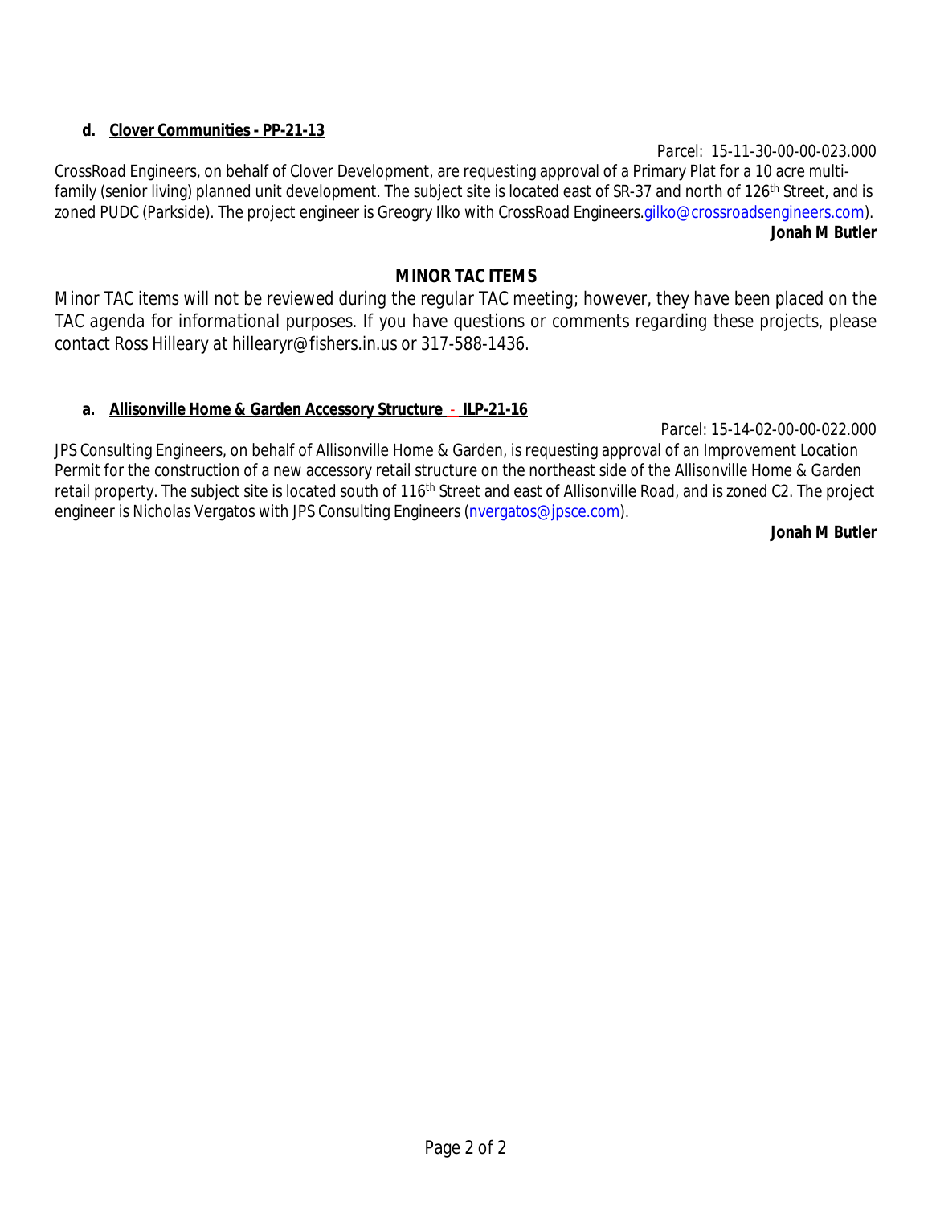**d. Clover Communities - PP-21-13**

Parcel: 15-11-30-00-00-023.000

CrossRoad Engineers, on behalf of Clover Development, are requesting approval of a Primary Plat for a 10 acre multi-family (senior living) planned unit development. The subject site is located east of SR-37 and north of 126th Street, and is zoned PUDC (Parkside). The project engineer is Greogry Ilko with CrossRoad Engineers.gilko@crossroadsengineers.com).

**Jonah M Butler**

## MINOR TAC ITEMS

*Minor TAC items will not be reviewed during the regular TAC meeting; however, they have been placed on the TAC agenda for informational purposes. If you have questions or comments regarding these projects, please contact Ross Hilleary at hillearyr@fishers.in.us or 317-588-1436.*

**a. Allisonville Home & Garden Accessory Structure - ILP-21-16**

Parcel: 15-14-02-00-00-022.000

JPS Consulting Engineers, on behalf of Allisonville Home & Garden, is requesting approval of an Improvement Location Permit for the construction of a new accessory retail structure on the northeast side of the Allisonville Home & Garden retail property. The subject site is located south of 116th Street and east of Allisonville Road, and is zoned C2. The project engineer is Nicholas Vergatos with JPS Consulting Engineers (nvergatos@jpsce.com).

**Jonah M Butler**